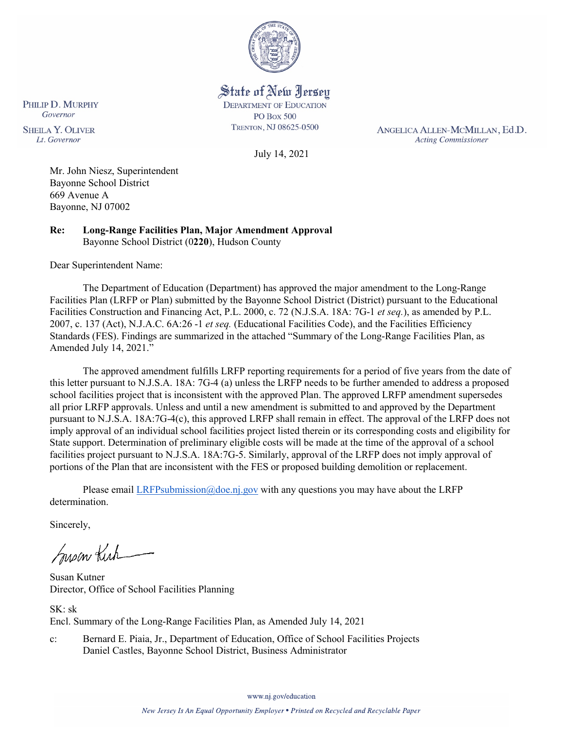State of New Jersey
DEPARTMENT OF EDUCATION
PO Box 500
TRENTON, NJ 08625-0500

PHILIP D. MURPHY
*Governor*

SHEILA Y. OLIVER
*Lt. Governor*

ANGELICA ALLEN-MCMILLAN, Ed.D.
*Acting Commissioner*

July 14, 2021

Mr. John Niesz, Superintendent
Bayonne School District
669 Avenue A
Bayonne, NJ 07002

**Re: Long-Range Facilities Plan, Major Amendment Approval**
Bayonne School District (0**220**), Hudson County

Dear Superintendent Name:

The Department of Education (Department) has approved the major amendment to the Long-Range Facilities Plan (LRFP or Plan) submitted by the Bayonne School District (District) pursuant to the Educational Facilities Construction and Financing Act, P.L. 2000, c. 72 (N.J.S.A. 18A: 7G-1 *et seq.*), as amended by P.L. 2007, c. 137 (Act), N.J.A.C. 6A:26 -1 *et seq.* (Educational Facilities Code), and the Facilities Efficiency Standards (FES). Findings are summarized in the attached "Summary of the Long-Range Facilities Plan, as Amended July 14, 2021."

The approved amendment fulfills LRFP reporting requirements for a period of five years from the date of this letter pursuant to N.J.S.A. 18A: 7G-4 (a) unless the LRFP needs to be further amended to address a proposed school facilities project that is inconsistent with the approved Plan. The approved LRFP amendment supersedes all prior LRFP approvals. Unless and until a new amendment is submitted to and approved by the Department pursuant to N.J.S.A. 18A:7G-4(c), this approved LRFP shall remain in effect. The approval of the LRFP does not imply approval of an individual school facilities project listed therein or its corresponding costs and eligibility for State support. Determination of preliminary eligible costs will be made at the time of the approval of a school facilities project pursuant to N.J.S.A. 18A:7G-5. Similarly, approval of the LRFP does not imply approval of portions of the Plan that are inconsistent with the FES or proposed building demolition or replacement.

Please email LRFPsubmission@doe.nj.gov with any questions you may have about the LRFP determination.

Sincerely,

Susan Kutner
Director, Office of School Facilities Planning

SK: sk
Encl. Summary of the Long-Range Facilities Plan, as Amended July 14, 2021

c: Bernard E. Piaia, Jr., Department of Education, Office of School Facilities Projects
Daniel Castles, Bayonne School District, Business Administrator

www.nj.gov/education

*New Jersey Is An Equal Opportunity Employer • Printed on Recycled and Recyclable Paper*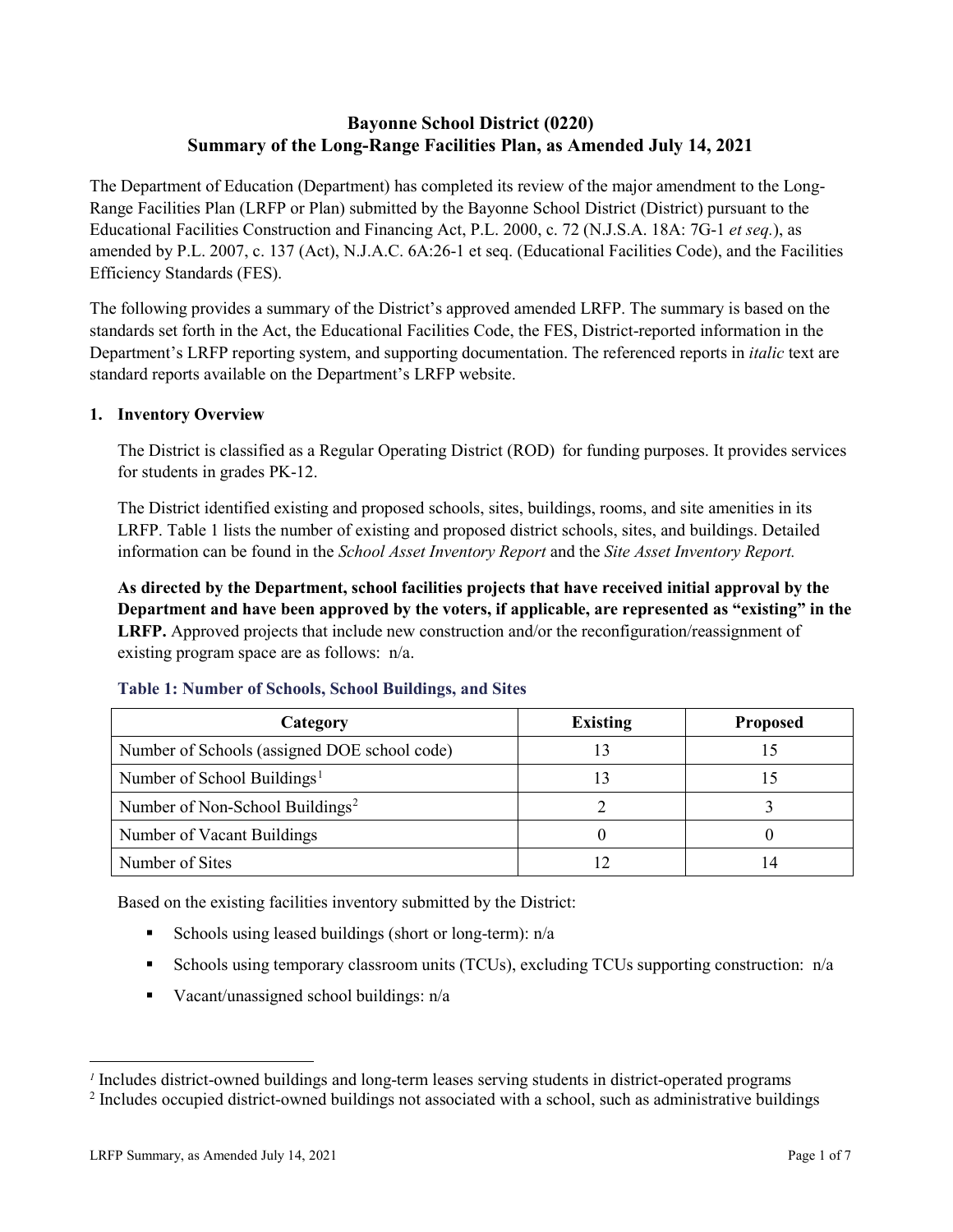# Bayonne School District (0220)
# Summary of the Long-Range Facilities Plan, as Amended July 14, 2021

The Department of Education (Department) has completed its review of the major amendment to the Long-Range Facilities Plan (LRFP or Plan) submitted by the Bayonne School District (District) pursuant to the Educational Facilities Construction and Financing Act, P.L. 2000, c. 72 (N.J.S.A. 18A: 7G-1 *et seq.*), as amended by P.L. 2007, c. 137 (Act), N.J.A.C. 6A:26-1 et seq. (Educational Facilities Code), and the Facilities Efficiency Standards (FES).

The following provides a summary of the District's approved amended LRFP. The summary is based on the standards set forth in the Act, the Educational Facilities Code, the FES, District-reported information in the Department's LRFP reporting system, and supporting documentation. The referenced reports in *italic* text are standard reports available on the Department's LRFP website.

## 1. Inventory Overview

The District is classified as a Regular Operating District (ROD) for funding purposes. It provides services for students in grades PK-12.

The District identified existing and proposed schools, sites, buildings, rooms, and site amenities in its LRFP. Table 1 lists the number of existing and proposed district schools, sites, and buildings. Detailed information can be found in the *School Asset Inventory Report* and the *Site Asset Inventory Report.*

**As directed by the Department, school facilities projects that have received initial approval by the Department and have been approved by the voters, if applicable, are represented as "existing" in the LRFP.** Approved projects that include new construction and/or the reconfiguration/reassignment of existing program space are as follows: n/a.

### Table 1: Number of Schools, School Buildings, and Sites

| Category | Existing | Proposed |
|---|---|---|
| Number of Schools (assigned DOE school code) | 13 | 15 |
| Number of School Buildings[1] | 13 | 15 |
| Number of Non-School Buildings[2] | 2 | 3 |
| Number of Vacant Buildings | 0 | 0 |
| Number of Sites | 12 | 14 |

Based on the existing facilities inventory submitted by the District:

- Schools using leased buildings (short or long-term): n/a
- Schools using temporary classroom units (TCUs), excluding TCUs supporting construction: n/a
- Vacant/unassigned school buildings: n/a

[1] Includes district-owned buildings and long-term leases serving students in district-operated programs

[2] Includes occupied district-owned buildings not associated with a school, such as administrative buildings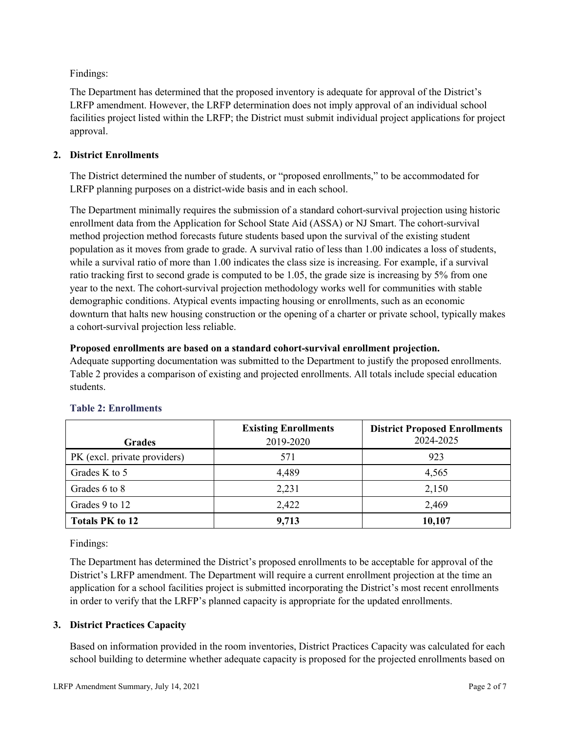Findings:

The Department has determined that the proposed inventory is adequate for approval of the District's LRFP amendment. However, the LRFP determination does not imply approval of an individual school facilities project listed within the LRFP; the District must submit individual project applications for project approval.

## 2. District Enrollments

The District determined the number of students, or "proposed enrollments," to be accommodated for LRFP planning purposes on a district-wide basis and in each school.

The Department minimally requires the submission of a standard cohort-survival projection using historic enrollment data from the Application for School State Aid (ASSA) or NJ Smart. The cohort-survival method projection method forecasts future students based upon the survival of the existing student population as it moves from grade to grade. A survival ratio of less than 1.00 indicates a loss of students, while a survival ratio of more than 1.00 indicates the class size is increasing. For example, if a survival ratio tracking first to second grade is computed to be 1.05, the grade size is increasing by 5% from one year to the next. The cohort-survival projection methodology works well for communities with stable demographic conditions. Atypical events impacting housing or enrollments, such as an economic downturn that halts new housing construction or the opening of a charter or private school, typically makes a cohort-survival projection less reliable.

**Proposed enrollments are based on a standard cohort-survival enrollment projection.**

Adequate supporting documentation was submitted to the Department to justify the proposed enrollments. Table 2 provides a comparison of existing and projected enrollments. All totals include special education students.

### Table 2: Enrollments

| Grades | Existing Enrollments 2019-2020 | District Proposed Enrollments 2024-2025 |
|---|---|---|
| PK (excl. private providers) | 571 | 923 |
| Grades K to 5 | 4,489 | 4,565 |
| Grades 6 to 8 | 2,231 | 2,150 |
| Grades 9 to 12 | 2,422 | 2,469 |
| **Totals PK to 12** | **9,713** | **10,107** |

Findings:

The Department has determined the District's proposed enrollments to be acceptable for approval of the District's LRFP amendment. The Department will require a current enrollment projection at the time an application for a school facilities project is submitted incorporating the District's most recent enrollments in order to verify that the LRFP's planned capacity is appropriate for the updated enrollments.

## 3. District Practices Capacity

Based on information provided in the room inventories, District Practices Capacity was calculated for each school building to determine whether adequate capacity is proposed for the projected enrollments based on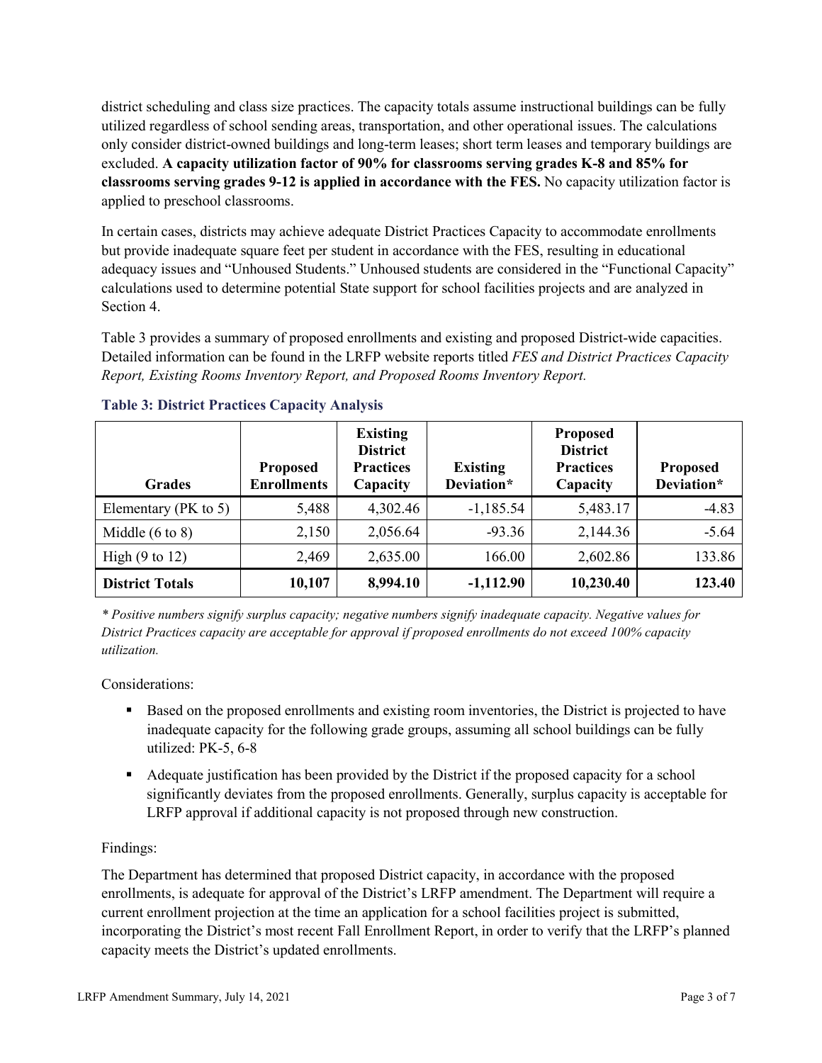district scheduling and class size practices. The capacity totals assume instructional buildings can be fully utilized regardless of school sending areas, transportation, and other operational issues. The calculations only consider district-owned buildings and long-term leases; short term leases and temporary buildings are excluded. **A capacity utilization factor of 90% for classrooms serving grades K-8 and 85% for classrooms serving grades 9-12 is applied in accordance with the FES.** No capacity utilization factor is applied to preschool classrooms.

In certain cases, districts may achieve adequate District Practices Capacity to accommodate enrollments but provide inadequate square feet per student in accordance with the FES, resulting in educational adequacy issues and "Unhoused Students." Unhoused students are considered in the "Functional Capacity" calculations used to determine potential State support for school facilities projects and are analyzed in Section 4.

Table 3 provides a summary of proposed enrollments and existing and proposed District-wide capacities. Detailed information can be found in the LRFP website reports titled *FES and District Practices Capacity Report, Existing Rooms Inventory Report, and Proposed Rooms Inventory Report.*

### Table 3: District Practices Capacity Analysis

| Grades | Proposed Enrollments | Existing District Practices Capacity | Existing Deviation* | Proposed District Practices Capacity | Proposed Deviation* |
|---|---|---|---|---|---|
| Elementary (PK to 5) | 5,488 | 4,302.46 | -1,185.54 | 5,483.17 | -4.83 |
| Middle (6 to 8) | 2,150 | 2,056.64 | -93.36 | 2,144.36 | -5.64 |
| High (9 to 12) | 2,469 | 2,635.00 | 166.00 | 2,602.86 | 133.86 |
| **District Totals** | **10,107** | **8,994.10** | **-1,112.90** | **10,230.40** | **123.40** |

*\* Positive numbers signify surplus capacity; negative numbers signify inadequate capacity. Negative values for District Practices capacity are acceptable for approval if proposed enrollments do not exceed 100% capacity utilization.*

Considerations:

- Based on the proposed enrollments and existing room inventories, the District is projected to have inadequate capacity for the following grade groups, assuming all school buildings can be fully utilized: PK-5, 6-8
- Adequate justification has been provided by the District if the proposed capacity for a school significantly deviates from the proposed enrollments. Generally, surplus capacity is acceptable for LRFP approval if additional capacity is not proposed through new construction.

Findings:

The Department has determined that proposed District capacity, in accordance with the proposed enrollments, is adequate for approval of the District's LRFP amendment. The Department will require a current enrollment projection at the time an application for a school facilities project is submitted, incorporating the District's most recent Fall Enrollment Report, in order to verify that the LRFP's planned capacity meets the District's updated enrollments.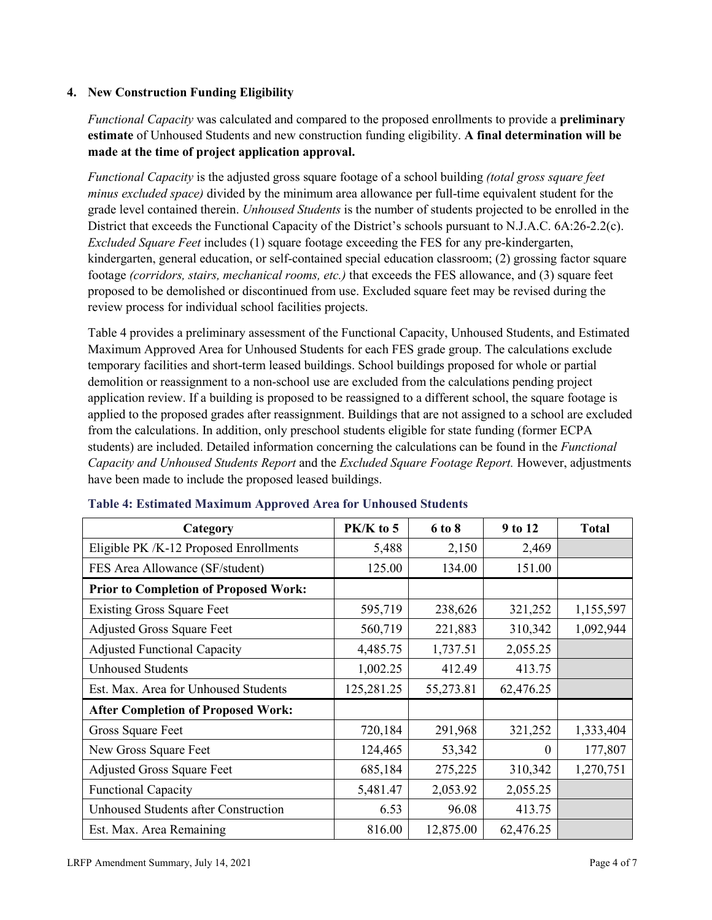## 4. New Construction Funding Eligibility

*Functional Capacity* was calculated and compared to the proposed enrollments to provide a **preliminary estimate** of Unhoused Students and new construction funding eligibility. **A final determination will be made at the time of project application approval.**

*Functional Capacity* is the adjusted gross square footage of a school building *(total gross square feet minus excluded space)* divided by the minimum area allowance per full-time equivalent student for the grade level contained therein. *Unhoused Students* is the number of students projected to be enrolled in the District that exceeds the Functional Capacity of the District's schools pursuant to N.J.A.C. 6A:26-2.2(c). *Excluded Square Feet* includes (1) square footage exceeding the FES for any pre-kindergarten, kindergarten, general education, or self-contained special education classroom; (2) grossing factor square footage *(corridors, stairs, mechanical rooms, etc.)* that exceeds the FES allowance, and (3) square feet proposed to be demolished or discontinued from use. Excluded square feet may be revised during the review process for individual school facilities projects.

Table 4 provides a preliminary assessment of the Functional Capacity, Unhoused Students, and Estimated Maximum Approved Area for Unhoused Students for each FES grade group. The calculations exclude temporary facilities and short-term leased buildings. School buildings proposed for whole or partial demolition or reassignment to a non-school use are excluded from the calculations pending project application review. If a building is proposed to be reassigned to a different school, the square footage is applied to the proposed grades after reassignment. Buildings that are not assigned to a school are excluded from the calculations. In addition, only preschool students eligible for state funding (former ECPA students) are included. Detailed information concerning the calculations can be found in the *Functional Capacity and Unhoused Students Report* and the *Excluded Square Footage Report.* However, adjustments have been made to include the proposed leased buildings.

**Table 4: Estimated Maximum Approved Area for Unhoused Students**

| Category | PK/K to 5 | 6 to 8 | 9 to 12 | Total |
|---|---|---|---|---|
| Eligible PK /K-12 Proposed Enrollments | 5,488 | 2,150 | 2,469 | |
| FES Area Allowance (SF/student) | 125.00 | 134.00 | 151.00 | |
| **Prior to Completion of Proposed Work:** | | | | |
| Existing Gross Square Feet | 595,719 | 238,626 | 321,252 | 1,155,597 |
| Adjusted Gross Square Feet | 560,719 | 221,883 | 310,342 | 1,092,944 |
| Adjusted Functional Capacity | 4,485.75 | 1,737.51 | 2,055.25 | |
| Unhoused Students | 1,002.25 | 412.49 | 413.75 | |
| Est. Max. Area for Unhoused Students | 125,281.25 | 55,273.81 | 62,476.25 | |
| **After Completion of Proposed Work:** | | | | |
| Gross Square Feet | 720,184 | 291,968 | 321,252 | 1,333,404 |
| New Gross Square Feet | 124,465 | 53,342 | 0 | 177,807 |
| Adjusted Gross Square Feet | 685,184 | 275,225 | 310,342 | 1,270,751 |
| Functional Capacity | 5,481.47 | 2,053.92 | 2,055.25 | |
| Unhoused Students after Construction | 6.53 | 96.08 | 413.75 | |
| Est. Max. Area Remaining | 816.00 | 12,875.00 | 62,476.25 | |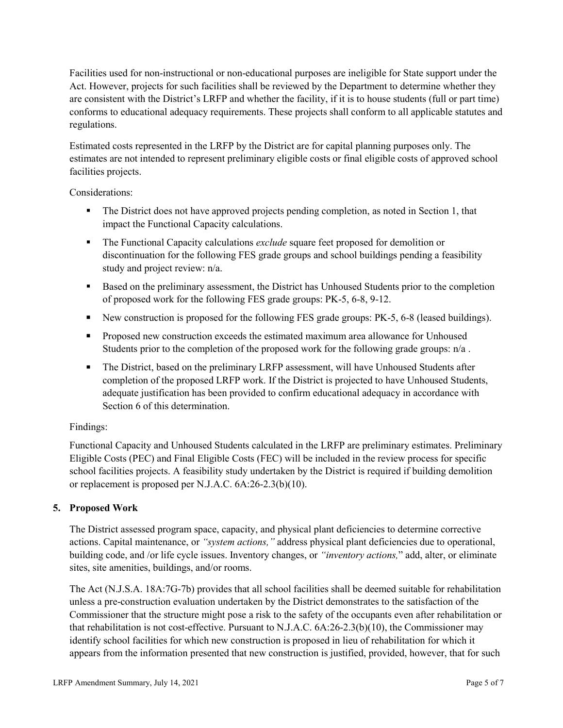Facilities used for non-instructional or non-educational purposes are ineligible for State support under the Act. However, projects for such facilities shall be reviewed by the Department to determine whether they are consistent with the District's LRFP and whether the facility, if it is to house students (full or part time) conforms to educational adequacy requirements. These projects shall conform to all applicable statutes and regulations.

Estimated costs represented in the LRFP by the District are for capital planning purposes only. The estimates are not intended to represent preliminary eligible costs or final eligible costs of approved school facilities projects.

Considerations:

- The District does not have approved projects pending completion, as noted in Section 1, that impact the Functional Capacity calculations.
- The Functional Capacity calculations *exclude* square feet proposed for demolition or discontinuation for the following FES grade groups and school buildings pending a feasibility study and project review: n/a.
- Based on the preliminary assessment, the District has Unhoused Students prior to the completion of proposed work for the following FES grade groups: PK-5, 6-8, 9-12.
- New construction is proposed for the following FES grade groups: PK-5, 6-8 (leased buildings).
- Proposed new construction exceeds the estimated maximum area allowance for Unhoused Students prior to the completion of the proposed work for the following grade groups: n/a .
- The District, based on the preliminary LRFP assessment, will have Unhoused Students after completion of the proposed LRFP work. If the District is projected to have Unhoused Students, adequate justification has been provided to confirm educational adequacy in accordance with Section 6 of this determination.

Findings:

Functional Capacity and Unhoused Students calculated in the LRFP are preliminary estimates. Preliminary Eligible Costs (PEC) and Final Eligible Costs (FEC) will be included in the review process for specific school facilities projects. A feasibility study undertaken by the District is required if building demolition or replacement is proposed per N.J.A.C. 6A:26-2.3(b)(10).

## 5. Proposed Work

The District assessed program space, capacity, and physical plant deficiencies to determine corrective actions. Capital maintenance, or *"system actions,"* address physical plant deficiencies due to operational, building code, and /or life cycle issues. Inventory changes, or *"inventory actions,"* add, alter, or eliminate sites, site amenities, buildings, and/or rooms.

The Act (N.J.S.A. 18A:7G-7b) provides that all school facilities shall be deemed suitable for rehabilitation unless a pre-construction evaluation undertaken by the District demonstrates to the satisfaction of the Commissioner that the structure might pose a risk to the safety of the occupants even after rehabilitation or that rehabilitation is not cost-effective. Pursuant to N.J.A.C. 6A:26-2.3(b)(10), the Commissioner may identify school facilities for which new construction is proposed in lieu of rehabilitation for which it appears from the information presented that new construction is justified, provided, however, that for such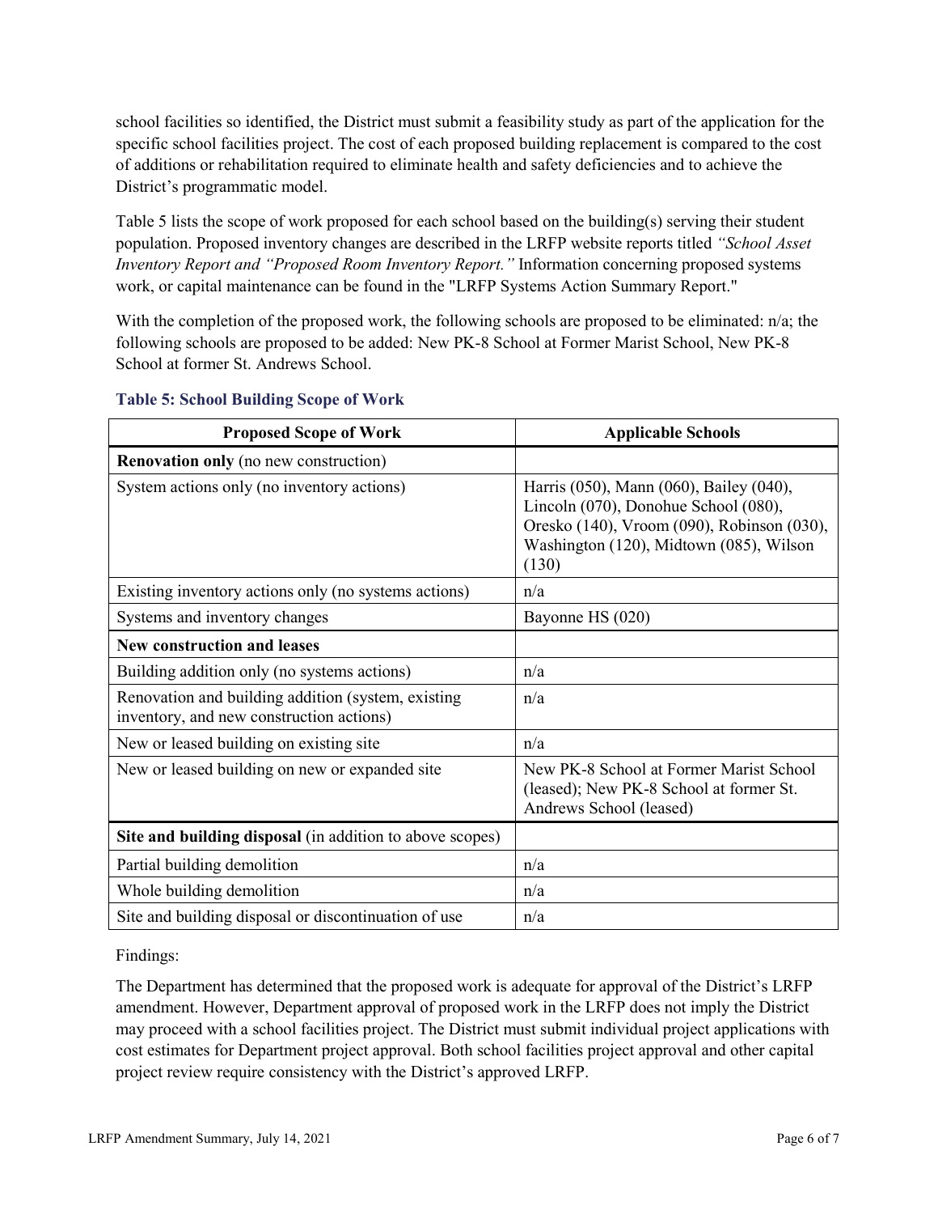school facilities so identified, the District must submit a feasibility study as part of the application for the specific school facilities project. The cost of each proposed building replacement is compared to the cost of additions or rehabilitation required to eliminate health and safety deficiencies and to achieve the District's programmatic model.

Table 5 lists the scope of work proposed for each school based on the building(s) serving their student population. Proposed inventory changes are described in the LRFP website reports titled *"School Asset Inventory Report and "Proposed Room Inventory Report."* Information concerning proposed systems work, or capital maintenance can be found in the "LRFP Systems Action Summary Report."

With the completion of the proposed work, the following schools are proposed to be eliminated: n/a; the following schools are proposed to be added: New PK-8 School at Former Marist School, New PK-8 School at former St. Andrews School.

### Table 5: School Building Scope of Work

| Proposed Scope of Work | Applicable Schools |
|---|---|
| **Renovation only** (no new construction) | |
| System actions only (no inventory actions) | Harris (050), Mann (060), Bailey (040), Lincoln (070), Donohue School (080), Oresko (140), Vroom (090), Robinson (030), Washington (120), Midtown (085), Wilson (130) |
| Existing inventory actions only (no systems actions) | n/a |
| Systems and inventory changes | Bayonne HS (020) |
| **New construction and leases** | |
| Building addition only (no systems actions) | n/a |
| Renovation and building addition (system, existing inventory, and new construction actions) | n/a |
| New or leased building on existing site | n/a |
| New or leased building on new or expanded site | New PK-8 School at Former Marist School (leased); New PK-8 School at former St. Andrews School (leased) |
| **Site and building disposal** (in addition to above scopes) | |
| Partial building demolition | n/a |
| Whole building demolition | n/a |
| Site and building disposal or discontinuation of use | n/a |

Findings:

The Department has determined that the proposed work is adequate for approval of the District's LRFP amendment. However, Department approval of proposed work in the LRFP does not imply the District may proceed with a school facilities project. The District must submit individual project applications with cost estimates for Department project approval. Both school facilities project approval and other capital project review require consistency with the District's approved LRFP.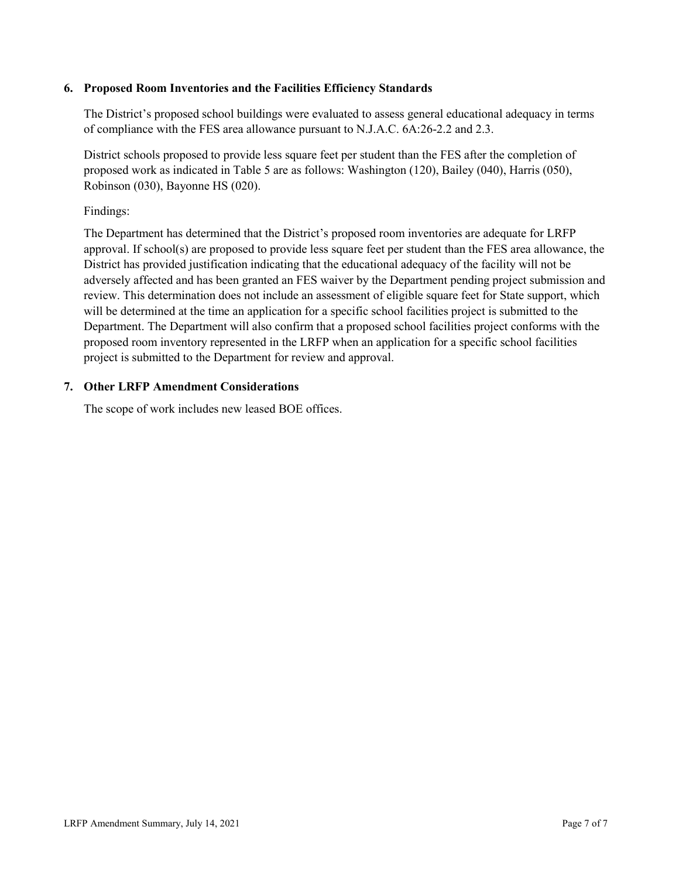## 6. Proposed Room Inventories and the Facilities Efficiency Standards

The District's proposed school buildings were evaluated to assess general educational adequacy in terms of compliance with the FES area allowance pursuant to N.J.A.C. 6A:26-2.2 and 2.3.

District schools proposed to provide less square feet per student than the FES after the completion of proposed work as indicated in Table 5 are as follows: Washington (120), Bailey (040), Harris (050), Robinson (030), Bayonne HS (020).

Findings:

The Department has determined that the District's proposed room inventories are adequate for LRFP approval. If school(s) are proposed to provide less square feet per student than the FES area allowance, the District has provided justification indicating that the educational adequacy of the facility will not be adversely affected and has been granted an FES waiver by the Department pending project submission and review. This determination does not include an assessment of eligible square feet for State support, which will be determined at the time an application for a specific school facilities project is submitted to the Department. The Department will also confirm that a proposed school facilities project conforms with the proposed room inventory represented in the LRFP when an application for a specific school facilities project is submitted to the Department for review and approval.

## 7. Other LRFP Amendment Considerations

The scope of work includes new leased BOE offices.